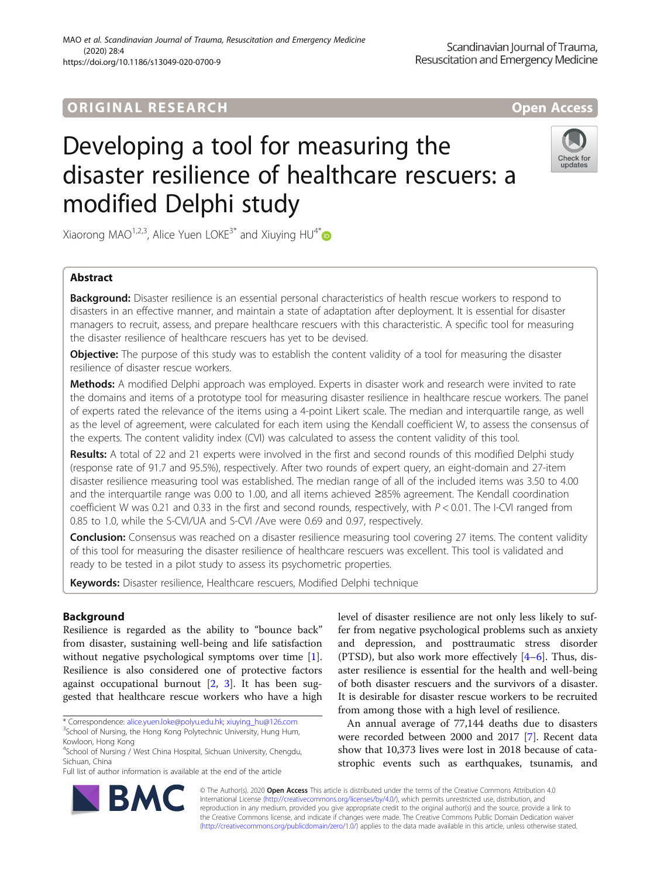ORIGINAL RESEARCH

Open Access

# Developing a tool for measuring the disaster resilience of healthcare rescuers: a modified Delphi study

Xiaorong MAO[1,2,3], Alice Yuen LOKE[3*] and Xiuying HU[4*]

## Abstract

**Background:** Disaster resilience is an essential personal characteristics of health rescue workers to respond to disasters in an effective manner, and maintain a state of adaptation after deployment. It is essential for disaster managers to recruit, assess, and prepare healthcare rescuers with this characteristic. A specific tool for measuring the disaster resilience of healthcare rescuers has yet to be devised.

**Objective:** The purpose of this study was to establish the content validity of a tool for measuring the disaster resilience of disaster rescue workers.

**Methods:** A modified Delphi approach was employed. Experts in disaster work and research were invited to rate the domains and items of a prototype tool for measuring disaster resilience in healthcare rescue workers. The panel of experts rated the relevance of the items using a 4-point Likert scale. The median and interquartile range, as well as the level of agreement, were calculated for each item using the Kendall coefficient W, to assess the consensus of the experts. The content validity index (CVI) was calculated to assess the content validity of this tool.

**Results:** A total of 22 and 21 experts were involved in the first and second rounds of this modified Delphi study (response rate of 91.7 and 95.5%), respectively. After two rounds of expert query, an eight-domain and 27-item disaster resilience measuring tool was established. The median range of all of the included items was 3.50 to 4.00 and the interquartile range was 0.00 to 1.00, and all items achieved ≥85% agreement. The Kendall coordination coefficient W was 0.21 and 0.33 in the first and second rounds, respectively, with $P < 0.01$. The I-CVI ranged from 0.85 to 1.0, while the S-CVI/UA and S-CVI /Ave were 0.69 and 0.97, respectively.

**Conclusion:** Consensus was reached on a disaster resilience measuring tool covering 27 items. The content validity of this tool for measuring the disaster resilience of healthcare rescuers was excellent. This tool is validated and ready to be tested in a pilot study to assess its psychometric properties.

**Keywords:** Disaster resilience, Healthcare rescuers, Modified Delphi technique

## Background

Resilience is regarded as the ability to "bounce back" from disaster, sustaining well-being and life satisfaction without negative psychological symptoms over time [1]. Resilience is also considered one of protective factors against occupational burnout [2, 3]. It has been suggested that healthcare rescue workers who have a high level of disaster resilience are not only less likely to suffer from negative psychological problems such as anxiety and depression, and posttraumatic stress disorder (PTSD), but also work more effectively [4–6]. Thus, disaster resilience is essential for the health and well-being of both disaster rescuers and the survivors of a disaster. It is desirable for disaster rescue workers to be recruited from among those with a high level of resilience.

An annual average of 77,144 deaths due to disasters were recorded between 2000 and 2017 [7]. Recent data show that 10,373 lives were lost in 2018 because of catastrophic events such as earthquakes, tsunamis, and

* Correspondence: alice.yuen.loke@polyu.edu.hk; xiuying_hu@126.com
[3]School of Nursing, the Hong Kong Polytechnic University, Hung Hum, Kowloon, Hong Kong
[4]School of Nursing / West China Hospital, Sichuan University, Chengdu, Sichuan, China
Full list of author information is available at the end of the article

© The Author(s). 2020 **Open Access** This article is distributed under the terms of the Creative Commons Attribution 4.0 International License (http://creativecommons.org/licenses/by/4.0/), which permits unrestricted use, distribution, and reproduction in any medium, provided you give appropriate credit to the original author(s) and the source, provide a link to the Creative Commons license, and indicate if changes were made. The Creative Commons Public Domain Dedication waiver (http://creativecommons.org/publicdomain/zero/1.0/) applies to the data made available in this article, unless otherwise stated.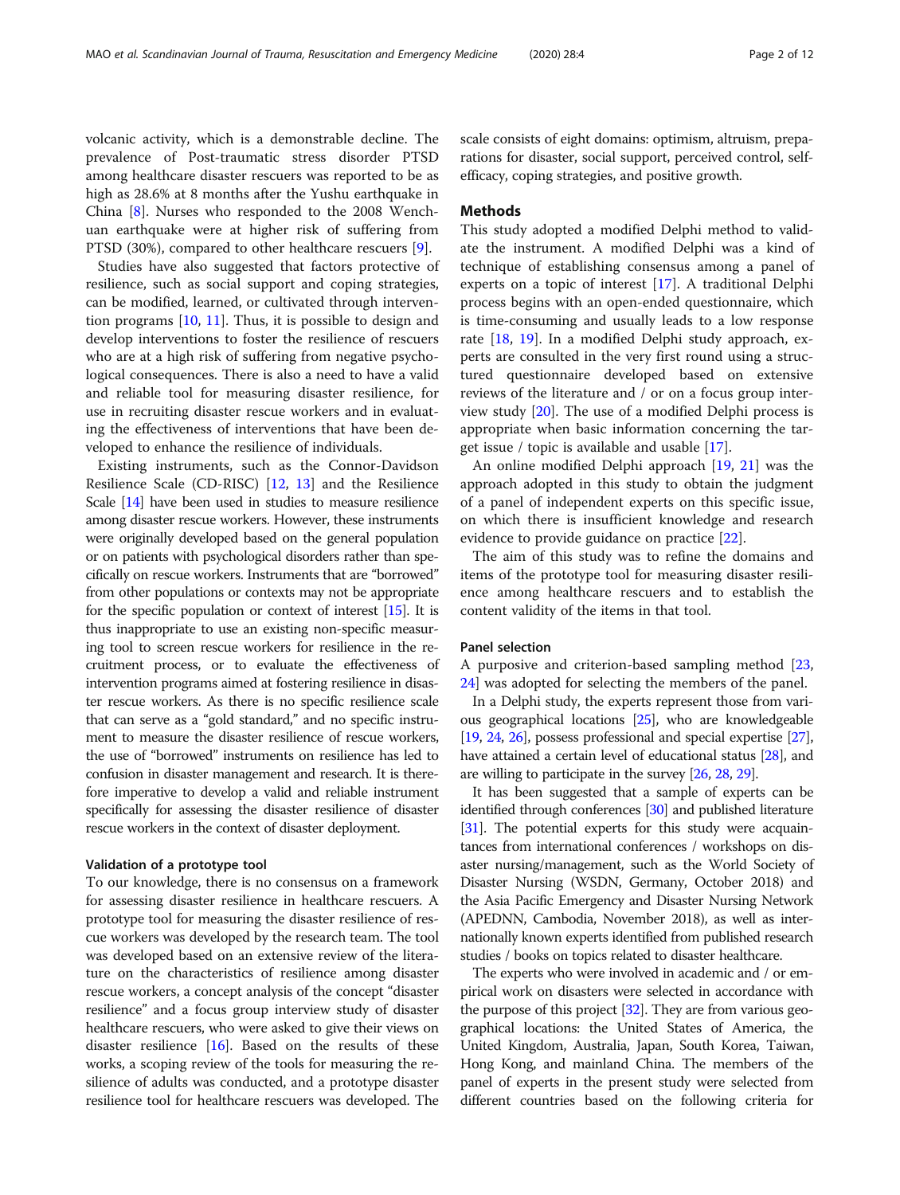volcanic activity, which is a demonstrable decline. The prevalence of Post-traumatic stress disorder PTSD among healthcare disaster rescuers was reported to be as high as 28.6% at 8 months after the Yushu earthquake in China [8]. Nurses who responded to the 2008 Wenchuan earthquake were at higher risk of suffering from PTSD (30%), compared to other healthcare rescuers [9].

Studies have also suggested that factors protective of resilience, such as social support and coping strategies, can be modified, learned, or cultivated through intervention programs [10, 11]. Thus, it is possible to design and develop interventions to foster the resilience of rescuers who are at a high risk of suffering from negative psychological consequences. There is also a need to have a valid and reliable tool for measuring disaster resilience, for use in recruiting disaster rescue workers and in evaluating the effectiveness of interventions that have been developed to enhance the resilience of individuals.

Existing instruments, such as the Connor-Davidson Resilience Scale (CD-RISC) [12, 13] and the Resilience Scale [14] have been used in studies to measure resilience among disaster rescue workers. However, these instruments were originally developed based on the general population or on patients with psychological disorders rather than specifically on rescue workers. Instruments that are "borrowed" from other populations or contexts may not be appropriate for the specific population or context of interest [15]. It is thus inappropriate to use an existing non-specific measuring tool to screen rescue workers for resilience in the recruitment process, or to evaluate the effectiveness of intervention programs aimed at fostering resilience in disaster rescue workers. As there is no specific resilience scale that can serve as a "gold standard," and no specific instrument to measure the disaster resilience of rescue workers, the use of "borrowed" instruments on resilience has led to confusion in disaster management and research. It is therefore imperative to develop a valid and reliable instrument specifically for assessing the disaster resilience of disaster rescue workers in the context of disaster deployment.

### Validation of a prototype tool

To our knowledge, there is no consensus on a framework for assessing disaster resilience in healthcare rescuers. A prototype tool for measuring the disaster resilience of rescue workers was developed by the research team. The tool was developed based on an extensive review of the literature on the characteristics of resilience among disaster rescue workers, a concept analysis of the concept "disaster resilience" and a focus group interview study of disaster healthcare rescuers, who were asked to give their views on disaster resilience [16]. Based on the results of these works, a scoping review of the tools for measuring the resilience of adults was conducted, and a prototype disaster resilience tool for healthcare rescuers was developed. The scale consists of eight domains: optimism, altruism, preparations for disaster, social support, perceived control, self-efficacy, coping strategies, and positive growth.

## Methods

This study adopted a modified Delphi method to validate the instrument. A modified Delphi was a kind of technique of establishing consensus among a panel of experts on a topic of interest [17]. A traditional Delphi process begins with an open-ended questionnaire, which is time-consuming and usually leads to a low response rate [18, 19]. In a modified Delphi study approach, experts are consulted in the very first round using a structured questionnaire developed based on extensive reviews of the literature and / or on a focus group interview study [20]. The use of a modified Delphi process is appropriate when basic information concerning the target issue / topic is available and usable [17].

An online modified Delphi approach [19, 21] was the approach adopted in this study to obtain the judgment of a panel of independent experts on this specific issue, on which there is insufficient knowledge and research evidence to provide guidance on practice [22].

The aim of this study was to refine the domains and items of the prototype tool for measuring disaster resilience among healthcare rescuers and to establish the content validity of the items in that tool.

### Panel selection

A purposive and criterion-based sampling method [23, 24] was adopted for selecting the members of the panel.

In a Delphi study, the experts represent those from various geographical locations [25], who are knowledgeable [19, 24, 26], possess professional and special expertise [27], have attained a certain level of educational status [28], and are willing to participate in the survey [26, 28, 29].

It has been suggested that a sample of experts can be identified through conferences [30] and published literature [31]. The potential experts for this study were acquaintances from international conferences / workshops on disaster nursing/management, such as the World Society of Disaster Nursing (WSDN, Germany, October 2018) and the Asia Pacific Emergency and Disaster Nursing Network (APEDNN, Cambodia, November 2018), as well as internationally known experts identified from published research studies / books on topics related to disaster healthcare.

The experts who were involved in academic and / or empirical work on disasters were selected in accordance with the purpose of this project [32]. They are from various geographical locations: the United States of America, the United Kingdom, Australia, Japan, South Korea, Taiwan, Hong Kong, and mainland China. The members of the panel of experts in the present study were selected from different countries based on the following criteria for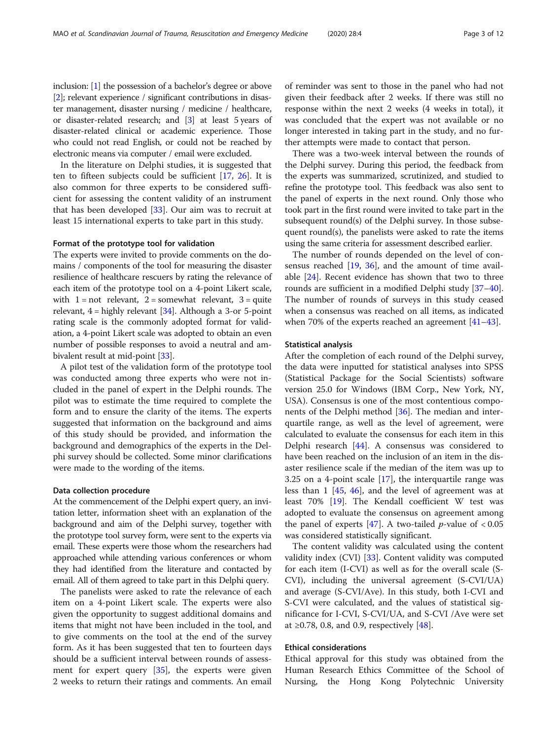inclusion: [1] the possession of a bachelor's degree or above [2]; relevant experience / significant contributions in disaster management, disaster nursing / medicine / healthcare, or disaster-related research; and [3] at least 5 years of disaster-related clinical or academic experience. Those who could not read English, or could not be reached by electronic means via computer / email were excluded.

In the literature on Delphi studies, it is suggested that ten to fifteen subjects could be sufficient [17, 26]. It is also common for three experts to be considered sufficient for assessing the content validity of an instrument that has been developed [33]. Our aim was to recruit at least 15 international experts to take part in this study.

#### Format of the prototype tool for validation

The experts were invited to provide comments on the domains / components of the tool for measuring the disaster resilience of healthcare rescuers by rating the relevance of each item of the prototype tool on a 4-point Likert scale, with 1 = not relevant, 2 = somewhat relevant, 3 = quite relevant, 4 = highly relevant [34]. Although a 3-or 5-point rating scale is the commonly adopted format for validation, a 4-point Likert scale was adopted to obtain an even number of possible responses to avoid a neutral and ambivalent result at mid-point [33].

A pilot test of the validation form of the prototype tool was conducted among three experts who were not included in the panel of expert in the Delphi rounds. The pilot was to estimate the time required to complete the form and to ensure the clarity of the items. The experts suggested that information on the background and aims of this study should be provided, and information the background and demographics of the experts in the Delphi survey should be collected. Some minor clarifications were made to the wording of the items.

#### Data collection procedure

At the commencement of the Delphi expert query, an invitation letter, information sheet with an explanation of the background and aim of the Delphi survey, together with the prototype tool survey form, were sent to the experts via email. These experts were those whom the researchers had approached while attending various conferences or whom they had identified from the literature and contacted by email. All of them agreed to take part in this Delphi query.

The panelists were asked to rate the relevance of each item on a 4-point Likert scale. The experts were also given the opportunity to suggest additional domains and items that might not have been included in the tool, and to give comments on the tool at the end of the survey form. As it has been suggested that ten to fourteen days should be a sufficient interval between rounds of assessment for expert query [35], the experts were given 2 weeks to return their ratings and comments. An email of reminder was sent to those in the panel who had not given their feedback after 2 weeks. If there was still no response within the next 2 weeks (4 weeks in total), it was concluded that the expert was not available or no longer interested in taking part in the study, and no further attempts were made to contact that person.

There was a two-week interval between the rounds of the Delphi survey. During this period, the feedback from the experts was summarized, scrutinized, and studied to refine the prototype tool. This feedback was also sent to the panel of experts in the next round. Only those who took part in the first round were invited to take part in the subsequent round(s) of the Delphi survey. In those subsequent round(s), the panelists were asked to rate the items using the same criteria for assessment described earlier.

The number of rounds depended on the level of consensus reached [19, 36], and the amount of time available [24]. Recent evidence has shown that two to three rounds are sufficient in a modified Delphi study [37–40]. The number of rounds of surveys in this study ceased when a consensus was reached on all items, as indicated when 70% of the experts reached an agreement [41–43].

#### Statistical analysis

After the completion of each round of the Delphi survey, the data were inputted for statistical analyses into SPSS (Statistical Package for the Social Scientists) software version 25.0 for Windows (IBM Corp., New York, NY, USA). Consensus is one of the most contentious components of the Delphi method [36]. The median and interquartile range, as well as the level of agreement, were calculated to evaluate the consensus for each item in this Delphi research [44]. A consensus was considered to have been reached on the inclusion of an item in the disaster resilience scale if the median of the item was up to 3.25 on a 4-point scale [17], the interquartile range was less than 1 [45, 46], and the level of agreement was at least 70% [19]. The Kendall coefficient W test was adopted to evaluate the consensus on agreement among the panel of experts [47]. A two-tailed $p$-value of $< 0.05$ was considered statistically significant.

The content validity was calculated using the content validity index (CVI) [33]. Content validity was computed for each item (I-CVI) as well as for the overall scale (S-CVI), including the universal agreement (S-CVI/UA) and average (S-CVI/Ave). In this study, both I-CVI and S-CVI were calculated, and the values of statistical significance for I-CVI, S-CVI/UA, and S-CVI /Ave were set at ≥0.78, 0.8, and 0.9, respectively [48].

#### Ethical considerations

Ethical approval for this study was obtained from the Human Research Ethics Committee of the School of Nursing, the Hong Kong Polytechnic University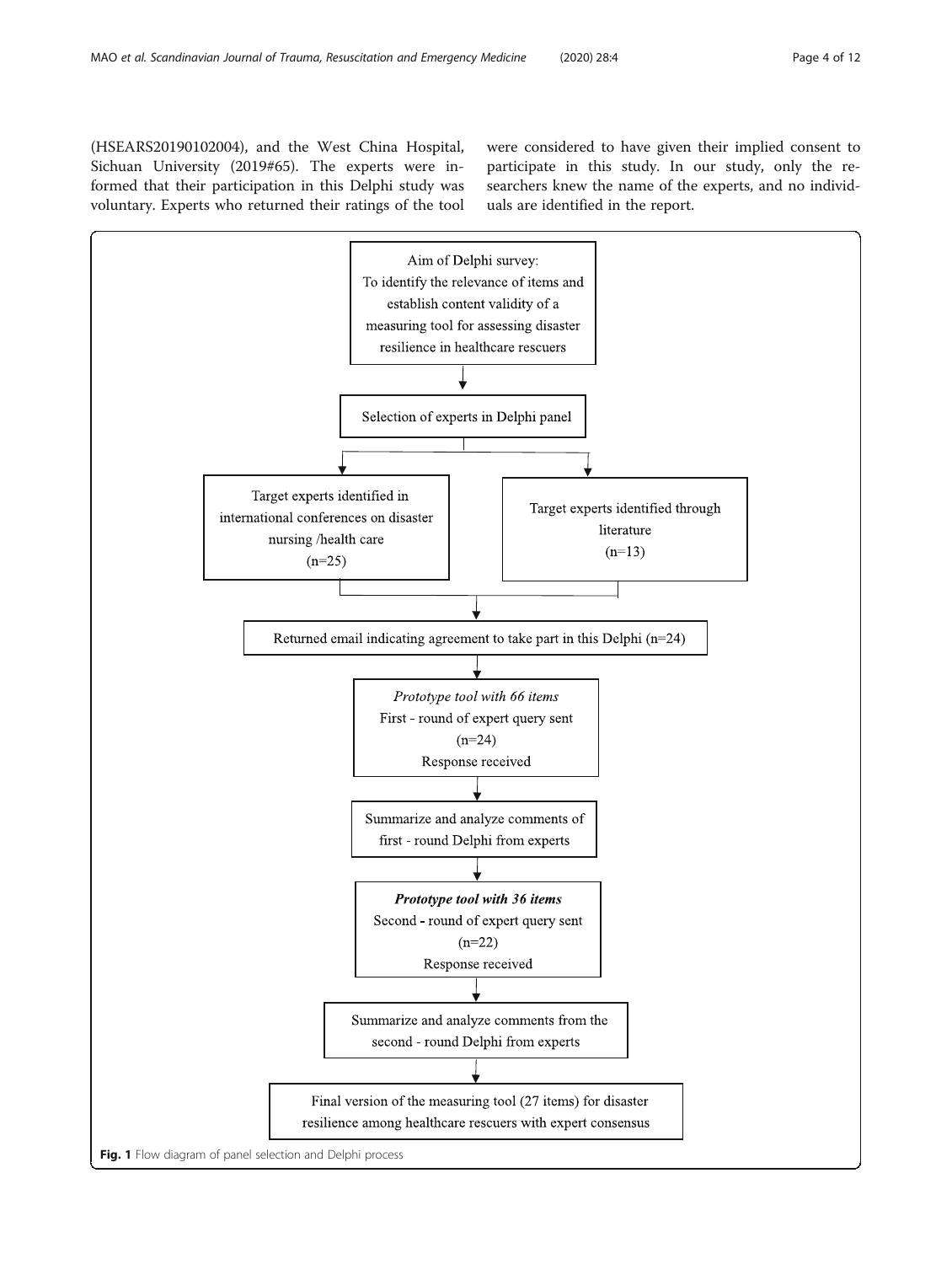(HSEARS20190102004), and the West China Hospital, Sichuan University (2019#65). The experts were informed that their participation in this Delphi study was voluntary. Experts who returned their ratings of the tool were considered to have given their implied consent to participate in this study. In our study, only the researchers knew the name of the experts, and no individuals are identified in the report.

Aim of Delphi survey: To identify the relevance of items and establish content validity of a measuring tool for assessing disaster resilience in healthcare rescuers

↓

Selection of experts in Delphi panel

↓

Target experts identified in international conferences on disaster nursing /health care (n=25) | Target experts identified through literature (n=13)

↓

Returned email indicating agreement to take part in this Delphi (n=24)

↓

*Prototype tool with 66 items*
First - round of expert query sent (n=24)
Response received

↓

Summarize and analyze comments of first - round Delphi from experts

↓

***Prototype tool with 36 items***
Second - round of expert query sent (n=22)
Response received

↓

Summarize and analyze comments from the second - round Delphi from experts

↓

Final version of the measuring tool (27 items) for disaster resilience among healthcare rescuers with expert consensus

**Fig. 1** Flow diagram of panel selection and Delphi process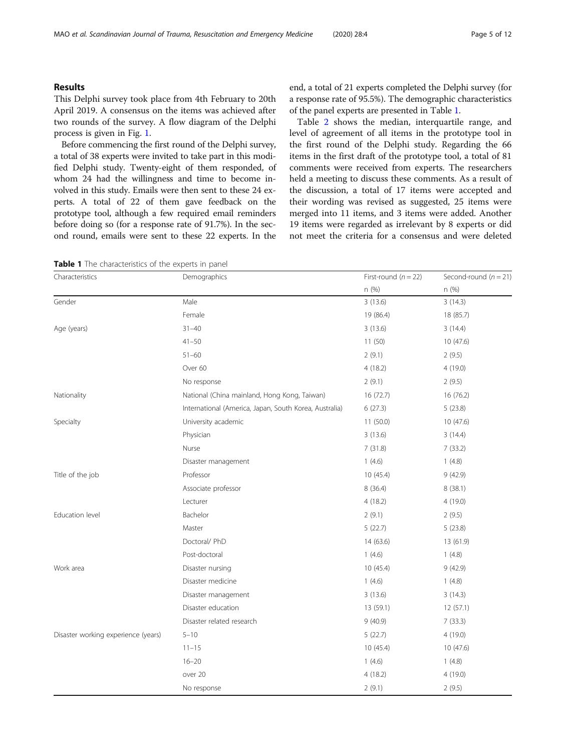## Results

This Delphi survey took place from 4th February to 20th April 2019. A consensus on the items was achieved after two rounds of the survey. A flow diagram of the Delphi process is given in Fig. 1.

Before commencing the first round of the Delphi survey, a total of 38 experts were invited to take part in this modified Delphi study. Twenty-eight of them responded, of whom 24 had the willingness and time to become involved in this study. Emails were then sent to these 24 experts. A total of 22 of them gave feedback on the prototype tool, although a few required email reminders before doing so (for a response rate of 91.7%). In the second round, emails were sent to these 22 experts. In the end, a total of 21 experts completed the Delphi survey (for a response rate of 95.5%). The demographic characteristics of the panel experts are presented in Table 1.

Table 2 shows the median, interquartile range, and level of agreement of all items in the prototype tool in the first round of the Delphi study. Regarding the 66 items in the first draft of the prototype tool, a total of 81 comments were received from experts. The researchers held a meeting to discuss these comments. As a result of the discussion, a total of 17 items were accepted and their wording was revised as suggested, 25 items were merged into 11 items, and 3 items were added. Another 19 items were regarded as irrelevant by 8 experts or did not meet the criteria for a consensus and were deleted

**Table 1** The characteristics of the experts in panel

| Characteristics | Demographics | First-round ($n = 22$) | Second-round ($n = 21$) |
|---|---|---|---|
| | | n (%) | n (%) |
| Gender | Male | 3 (13.6) | 3 (14.3) |
| | Female | 19 (86.4) | 18 (85.7) |
| Age (years) | 31–40 | 3 (13.6) | 3 (14.4) |
| | 41–50 | 11 (50) | 10 (47.6) |
| | 51–60 | 2 (9.1) | 2 (9.5) |
| | Over 60 | 4 (18.2) | 4 (19.0) |
| | No response | 2 (9.1) | 2 (9.5) |
| Nationality | National (China mainland, Hong Kong, Taiwan) | 16 (72.7) | 16 (76.2) |
| | International (America, Japan, South Korea, Australia) | 6 (27.3) | 5 (23.8) |
| Specialty | University academic | 11 (50.0) | 10 (47.6) |
| | Physician | 3 (13.6) | 3 (14.4) |
| | Nurse | 7 (31.8) | 7 (33.2) |
| | Disaster management | 1 (4.6) | 1 (4.8) |
| Title of the job | Professor | 10 (45.4) | 9 (42.9) |
| | Associate professor | 8 (36.4) | 8 (38.1) |
| | Lecturer | 4 (18.2) | 4 (19.0) |
| Education level | Bachelor | 2 (9.1) | 2 (9.5) |
| | Master | 5 (22.7) | 5 (23.8) |
| | Doctoral/ PhD | 14 (63.6) | 13 (61.9) |
| | Post-doctoral | 1 (4.6) | 1 (4.8) |
| Work area | Disaster nursing | 10 (45.4) | 9 (42.9) |
| | Disaster medicine | 1 (4.6) | 1 (4.8) |
| | Disaster management | 3 (13.6) | 3 (14.3) |
| | Disaster education | 13 (59.1) | 12 (57.1) |
| | Disaster related research | 9 (40.9) | 7 (33.3) |
| Disaster working experience (years) | 5–10 | 5 (22.7) | 4 (19.0) |
| | 11–15 | 10 (45.4) | 10 (47.6) |
| | 16–20 | 1 (4.6) | 1 (4.8) |
| | over 20 | 4 (18.2) | 4 (19.0) |
| | No response | 2 (9.1) | 2 (9.5) |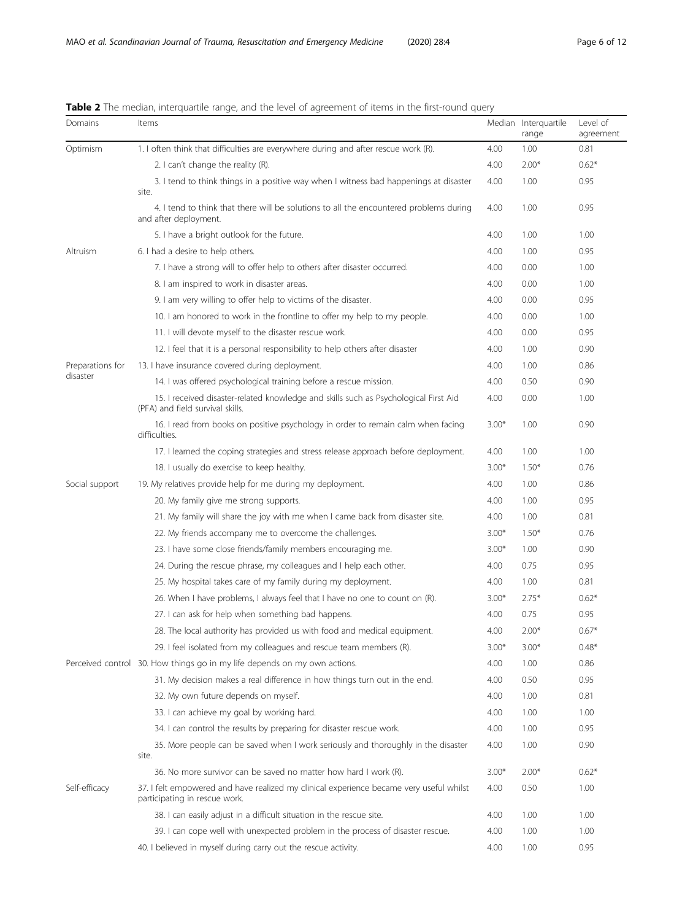**Table 2** The median, interquartile range, and the level of agreement of items in the first-round query

| Domains | Items | Median | Interquartile range | Level of agreement |
| --- | --- | --- | --- | --- |
| Optimism | 1. I often think that difficulties are everywhere during and after rescue work (R). | 4.00 | 1.00 | 0.81 |
| | 2. I can't change the reality (R). | 4.00 | 2.00* | 0.62* |
| | 3. I tend to think things in a positive way when I witness bad happenings at disaster site. | 4.00 | 1.00 | 0.95 |
| | 4. I tend to think that there will be solutions to all the encountered problems during and after deployment. | 4.00 | 1.00 | 0.95 |
| | 5. I have a bright outlook for the future. | 4.00 | 1.00 | 1.00 |
| Altruism | 6. I had a desire to help others. | 4.00 | 1.00 | 0.95 |
| | 7. I have a strong will to offer help to others after disaster occurred. | 4.00 | 0.00 | 1.00 |
| | 8. I am inspired to work in disaster areas. | 4.00 | 0.00 | 1.00 |
| | 9. I am very willing to offer help to victims of the disaster. | 4.00 | 0.00 | 0.95 |
| | 10. I am honored to work in the frontline to offer my help to my people. | 4.00 | 0.00 | 1.00 |
| | 11. I will devote myself to the disaster rescue work. | 4.00 | 0.00 | 0.95 |
| | 12. I feel that it is a personal responsibility to help others after disaster | 4.00 | 1.00 | 0.90 |
| Preparations for disaster | 13. I have insurance covered during deployment. | 4.00 | 1.00 | 0.86 |
| | 14. I was offered psychological training before a rescue mission. | 4.00 | 0.50 | 0.90 |
| | 15. I received disaster-related knowledge and skills such as Psychological First Aid (PFA) and field survival skills. | 4.00 | 0.00 | 1.00 |
| | 16. I read from books on positive psychology in order to remain calm when facing difficulties. | 3.00* | 1.00 | 0.90 |
| | 17. I learned the coping strategies and stress release approach before deployment. | 4.00 | 1.00 | 1.00 |
| | 18. I usually do exercise to keep healthy. | 3.00* | 1.50* | 0.76 |
| Social support | 19. My relatives provide help for me during my deployment. | 4.00 | 1.00 | 0.86 |
| | 20. My family give me strong supports. | 4.00 | 1.00 | 0.95 |
| | 21. My family will share the joy with me when I came back from disaster site. | 4.00 | 1.00 | 0.81 |
| | 22. My friends accompany me to overcome the challenges. | 3.00* | 1.50* | 0.76 |
| | 23. I have some close friends/family members encouraging me. | 3.00* | 1.00 | 0.90 |
| | 24. During the rescue phrase, my colleagues and I help each other. | 4.00 | 0.75 | 0.95 |
| | 25. My hospital takes care of my family during my deployment. | 4.00 | 1.00 | 0.81 |
| | 26. When I have problems, I always feel that I have no one to count on (R). | 3.00* | 2.75* | 0.62* |
| | 27. I can ask for help when something bad happens. | 4.00 | 0.75 | 0.95 |
| | 28. The local authority has provided us with food and medical equipment. | 4.00 | 2.00* | 0.67* |
| | 29. I feel isolated from my colleagues and rescue team members (R). | 3.00* | 3.00* | 0.48* |
| Perceived control | 30. How things go in my life depends on my own actions. | 4.00 | 1.00 | 0.86 |
| | 31. My decision makes a real difference in how things turn out in the end. | 4.00 | 0.50 | 0.95 |
| | 32. My own future depends on myself. | 4.00 | 1.00 | 0.81 |
| | 33. I can achieve my goal by working hard. | 4.00 | 1.00 | 1.00 |
| | 34. I can control the results by preparing for disaster rescue work. | 4.00 | 1.00 | 0.95 |
| | 35. More people can be saved when I work seriously and thoroughly in the disaster site. | 4.00 | 1.00 | 0.90 |
| | 36. No more survivor can be saved no matter how hard I work (R). | 3.00* | 2.00* | 0.62* |
| Self-efficacy | 37. I felt empowered and have realized my clinical experience became very useful whilst participating in rescue work. | 4.00 | 0.50 | 1.00 |
| | 38. I can easily adjust in a difficult situation in the rescue site. | 4.00 | 1.00 | 1.00 |
| | 39. I can cope well with unexpected problem in the process of disaster rescue. | 4.00 | 1.00 | 1.00 |
| | 40. I believed in myself during carry out the rescue activity. | 4.00 | 1.00 | 0.95 |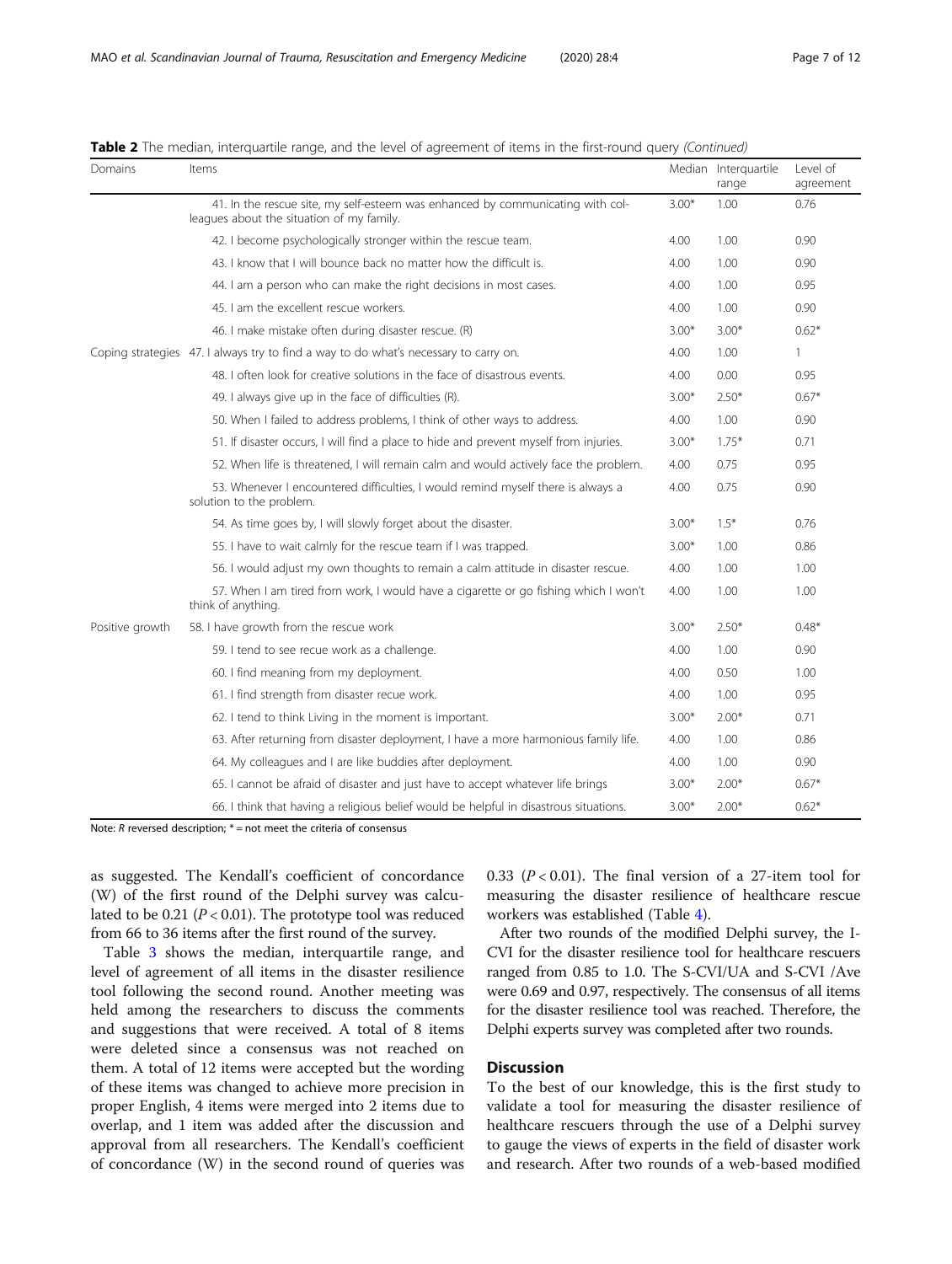**Table 2** The median, interquartile range, and the level of agreement of items in the first-round query *(Continued)*

| Domains | Items | Median | Interquartile range | Level of agreement |
|---|---|---|---|---|
| | 41. In the rescue site, my self-esteem was enhanced by communicating with colleagues about the situation of my family. | 3.00* | 1.00 | 0.76 |
| | 42. I become psychologically stronger within the rescue team. | 4.00 | 1.00 | 0.90 |
| | 43. I know that I will bounce back no matter how the difficult is. | 4.00 | 1.00 | 0.90 |
| | 44. I am a person who can make the right decisions in most cases. | 4.00 | 1.00 | 0.95 |
| | 45. I am the excellent rescue workers. | 4.00 | 1.00 | 0.90 |
| | 46. I make mistake often during disaster rescue. (R) | 3.00* | 3.00* | 0.62* |
| Coping strategies | 47. I always try to find a way to do what's necessary to carry on. | 4.00 | 1.00 | 1 |
| | 48. I often look for creative solutions in the face of disastrous events. | 4.00 | 0.00 | 0.95 |
| | 49. I always give up in the face of difficulties (R). | 3.00* | 2.50* | 0.67* |
| | 50. When I failed to address problems, I think of other ways to address. | 4.00 | 1.00 | 0.90 |
| | 51. If disaster occurs, I will find a place to hide and prevent myself from injuries. | 3.00* | 1.75* | 0.71 |
| | 52. When life is threatened, I will remain calm and would actively face the problem. | 4.00 | 0.75 | 0.95 |
| | 53. Whenever I encountered difficulties, I would remind myself there is always a solution to the problem. | 4.00 | 0.75 | 0.90 |
| | 54. As time goes by, I will slowly forget about the disaster. | 3.00* | 1.5* | 0.76 |
| | 55. I have to wait calmly for the rescue team if I was trapped. | 3.00* | 1.00 | 0.86 |
| | 56. I would adjust my own thoughts to remain a calm attitude in disaster rescue. | 4.00 | 1.00 | 1.00 |
| | 57. When I am tired from work, I would have a cigarette or go fishing which I won't think of anything. | 4.00 | 1.00 | 1.00 |
| Positive growth | 58. I have growth from the rescue work | 3.00* | 2.50* | 0.48* |
| | 59. I tend to see recue work as a challenge. | 4.00 | 1.00 | 0.90 |
| | 60. I find meaning from my deployment. | 4.00 | 0.50 | 1.00 |
| | 61. I find strength from disaster recue work. | 4.00 | 1.00 | 0.95 |
| | 62. I tend to think Living in the moment is important. | 3.00* | 2.00* | 0.71 |
| | 63. After returning from disaster deployment, I have a more harmonious family life. | 4.00 | 1.00 | 0.86 |
| | 64. My colleagues and I are like buddies after deployment. | 4.00 | 1.00 | 0.90 |
| | 65. I cannot be afraid of disaster and just have to accept whatever life brings | 3.00* | 2.00* | 0.67* |
| | 66. I think that having a religious belief would be helpful in disastrous situations. | 3.00* | 2.00* | 0.62* |

Note: *R* reversed description; * = not meet the criteria of consensus

as suggested. The Kendall's coefficient of concordance (W) of the first round of the Delphi survey was calculated to be 0.21 ($P < 0.01$). The prototype tool was reduced from 66 to 36 items after the first round of the survey.

Table 3 shows the median, interquartile range, and level of agreement of all items in the disaster resilience tool following the second round. Another meeting was held among the researchers to discuss the comments and suggestions that were received. A total of 8 items were deleted since a consensus was not reached on them. A total of 12 items were accepted but the wording of these items was changed to achieve more precision in proper English, 4 items were merged into 2 items due to overlap, and 1 item was added after the discussion and approval from all researchers. The Kendall's coefficient of concordance (W) in the second round of queries was 0.33 ($P < 0.01$). The final version of a 27-item tool for measuring the disaster resilience of healthcare rescue workers was established (Table 4).

After two rounds of the modified Delphi survey, the I-CVI for the disaster resilience tool for healthcare rescuers ranged from 0.85 to 1.0. The S-CVI/UA and S-CVI /Ave were 0.69 and 0.97, respectively. The consensus of all items for the disaster resilience tool was reached. Therefore, the Delphi experts survey was completed after two rounds.

## Discussion

To the best of our knowledge, this is the first study to validate a tool for measuring the disaster resilience of healthcare rescuers through the use of a Delphi survey to gauge the views of experts in the field of disaster work and research. After two rounds of a web-based modified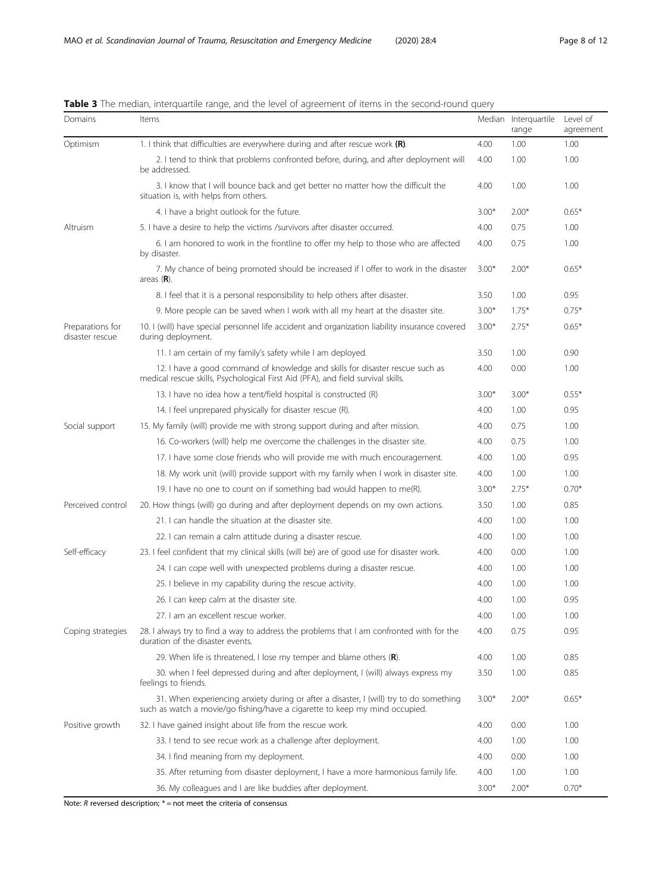**Table 3** The median, interquartile range, and the level of agreement of items in the second-round query

| Domains | Items | Median | Interquartile range | Level of agreement |
|---|---|---|---|---|
| Optimism | 1. I think that difficulties are everywhere during and after rescue work **(R)**. | 4.00 | 1.00 | 1.00 |
| | 2. I tend to think that problems confronted before, during, and after deployment will be addressed. | 4.00 | 1.00 | 1.00 |
| | 3. I know that I will bounce back and get better no matter how the difficult the situation is, with helps from others. | 4.00 | 1.00 | 1.00 |
| | 4. I have a bright outlook for the future. | 3.00* | 2.00* | 0.65* |
| Altruism | 5. I have a desire to help the victims /survivors after disaster occurred. | 4.00 | 0.75 | 1.00 |
| | 6. I am honored to work in the frontline to offer my help to those who are affected by disaster. | 4.00 | 0.75 | 1.00 |
| | 7. My chance of being promoted should be increased if I offer to work in the disaster areas (**R**). | 3.00* | 2.00* | 0.65* |
| | 8. I feel that it is a personal responsibility to help others after disaster. | 3.50 | 1.00 | 0.95 |
| | 9. More people can be saved when I work with all my heart at the disaster site. | 3.00* | 1.75* | 0.75* |
| Preparations for disaster rescue | 10. I (will) have special personnel life accident and organization liability insurance covered during deployment. | 3.00* | 2.75* | 0.65* |
| | 11. I am certain of my family's safety while I am deployed. | 3.50 | 1.00 | 0.90 |
| | 12. I have a good command of knowledge and skills for disaster rescue such as medical rescue skills, Psychological First Aid (PFA), and field survival skills. | 4.00 | 0.00 | 1.00 |
| | 13. I have no idea how a tent/field hospital is constructed (R) | 3.00* | 3.00* | 0.55* |
| | 14. I feel unprepared physically for disaster rescue (R). | 4.00 | 1.00 | 0.95 |
| Social support | 15. My family (will) provide me with strong support during and after mission. | 4.00 | 0.75 | 1.00 |
| | 16. Co-workers (will) help me overcome the challenges in the disaster site. | 4.00 | 0.75 | 1.00 |
| | 17. I have some close friends who will provide me with much encouragement. | 4.00 | 1.00 | 0.95 |
| | 18. My work unit (will) provide support with my family when I work in disaster site. | 4.00 | 1.00 | 1.00 |
| | 19. I have no one to count on if something bad would happen to me(R). | 3.00* | 2.75* | 0.70* |
| Perceived control | 20. How things (will) go during and after deployment depends on my own actions. | 3.50 | 1.00 | 0.85 |
| | 21. I can handle the situation at the disaster site. | 4.00 | 1.00 | 1.00 |
| | 22. I can remain a calm attitude during a disaster rescue. | 4.00 | 1.00 | 1.00 |
| Self-efficacy | 23. I feel confident that my clinical skills (will be) are of good use for disaster work. | 4.00 | 0.00 | 1.00 |
| | 24. I can cope well with unexpected problems during a disaster rescue. | 4.00 | 1.00 | 1.00 |
| | 25. I believe in my capability during the rescue activity. | 4.00 | 1.00 | 1.00 |
| | 26. I can keep calm at the disaster site. | 4.00 | 1.00 | 0.95 |
| | 27. I am an excellent rescue worker. | 4.00 | 1.00 | 1.00 |
| Coping strategies | 28. I always try to find a way to address the problems that I am confronted with for the duration of the disaster events. | 4.00 | 0.75 | 0.95 |
| | 29. When life is threatened, I lose my temper and blame others (**R**). | 4.00 | 1.00 | 0.85 |
| | 30. when I feel depressed during and after deployment, I (will) always express my feelings to friends. | 3.50 | 1.00 | 0.85 |
| | 31. When experiencing anxiety during or after a disaster, I (will) try to do something such as watch a movie/go fishing/have a cigarette to keep my mind occupied. | 3.00* | 2.00* | 0.65* |
| Positive growth | 32. I have gained insight about life from the rescue work. | 4.00 | 0.00 | 1.00 |
| | 33. I tend to see recue work as a challenge after deployment. | 4.00 | 1.00 | 1.00 |
| | 34. I find meaning from my deployment. | 4.00 | 0.00 | 1.00 |
| | 35. After returning from disaster deployment, I have a more harmonious family life. | 4.00 | 1.00 | 1.00 |
| | 36. My colleagues and I are like buddies after deployment. | 3.00* | 2.00* | 0.70* |

Note: *R* reversed description; * = not meet the criteria of consensus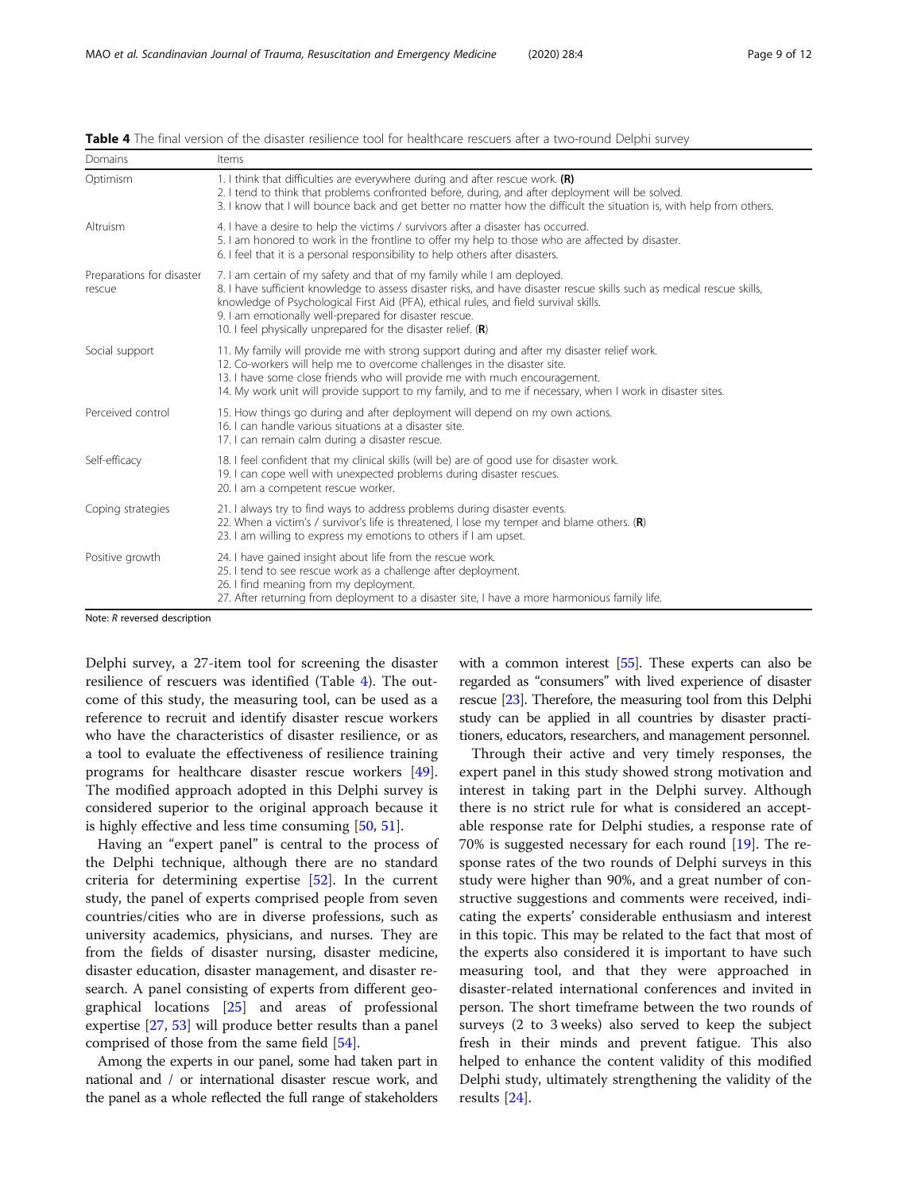**Table 4** The final version of the disaster resilience tool for healthcare rescuers after a two-round Delphi survey

| Domains | Items |
|---|---|
| Optimism | 1. I think that difficulties are everywhere during and after rescue work. **(R)**<br>2. I tend to think that problems confronted before, during, and after deployment will be solved.<br>3. I know that I will bounce back and get better no matter how the difficult the situation is, with help from others. |
| Altruism | 4. I have a desire to help the victims / survivors after a disaster has occurred.<br>5. I am honored to work in the frontline to offer my help to those who are affected by disaster.<br>6. I feel that it is a personal responsibility to help others after disasters. |
| Preparations for disaster rescue | 7. I am certain of my safety and that of my family while I am deployed.<br>8. I have sufficient knowledge to assess disaster risks, and have disaster rescue skills such as medical rescue skills, knowledge of Psychological First Aid (PFA), ethical rules, and field survival skills.<br>9. I am emotionally well-prepared for disaster rescue.<br>10. I feel physically unprepared for the disaster relief. (**R**) |
| Social support | 11. My family will provide me with strong support during and after my disaster relief work.<br>12. Co-workers will help me to overcome challenges in the disaster site.<br>13. I have some close friends who will provide me with much encouragement.<br>14. My work unit will provide support to my family, and to me if necessary, when I work in disaster sites. |
| Perceived control | 15. How things go during and after deployment will depend on my own actions.<br>16. I can handle various situations at a disaster site.<br>17. I can remain calm during a disaster rescue. |
| Self-efficacy | 18. I feel confident that my clinical skills (will be) are of good use for disaster work.<br>19. I can cope well with unexpected problems during disaster rescues.<br>20. I am a competent rescue worker. |
| Coping strategies | 21. I always try to find ways to address problems during disaster events.<br>22. When a victim's / survivor's life is threatened, I lose my temper and blame others. (**R**)<br>23. I am willing to express my emotions to others if I am upset. |
| Positive growth | 24. I have gained insight about life from the rescue work.<br>25. I tend to see rescue work as a challenge after deployment.<br>26. I find meaning from my deployment.<br>27. After returning from deployment to a disaster site, I have a more harmonious family life. |

Note: *R* reversed description

Delphi survey, a 27-item tool for screening the disaster resilience of rescuers was identified (Table 4). The outcome of this study, the measuring tool, can be used as a reference to recruit and identify disaster rescue workers who have the characteristics of disaster resilience, or as a tool to evaluate the effectiveness of resilience training programs for healthcare disaster rescue workers [49]. The modified approach adopted in this Delphi survey is considered superior to the original approach because it is highly effective and less time consuming [50, 51].

Having an "expert panel" is central to the process of the Delphi technique, although there are no standard criteria for determining expertise [52]. In the current study, the panel of experts comprised people from seven countries/cities who are in diverse professions, such as university academics, physicians, and nurses. They are from the fields of disaster nursing, disaster medicine, disaster education, disaster management, and disaster research. A panel consisting of experts from different geographical locations [25] and areas of professional expertise [27, 53] will produce better results than a panel comprised of those from the same field [54].

Among the experts in our panel, some had taken part in national and / or international disaster rescue work, and the panel as a whole reflected the full range of stakeholders with a common interest [55]. These experts can also be regarded as "consumers" with lived experience of disaster rescue [23]. Therefore, the measuring tool from this Delphi study can be applied in all countries by disaster practitioners, educators, researchers, and management personnel.

Through their active and very timely responses, the expert panel in this study showed strong motivation and interest in taking part in the Delphi survey. Although there is no strict rule for what is considered an acceptable response rate for Delphi studies, a response rate of 70% is suggested necessary for each round [19]. The response rates of the two rounds of Delphi surveys in this study were higher than 90%, and a great number of constructive suggestions and comments were received, indicating the experts' considerable enthusiasm and interest in this topic. This may be related to the fact that most of the experts also considered it is important to have such measuring tool, and that they were approached in disaster-related international conferences and invited in person. The short timeframe between the two rounds of surveys (2 to 3 weeks) also served to keep the subject fresh in their minds and prevent fatigue. This also helped to enhance the content validity of this modified Delphi study, ultimately strengthening the validity of the results [24].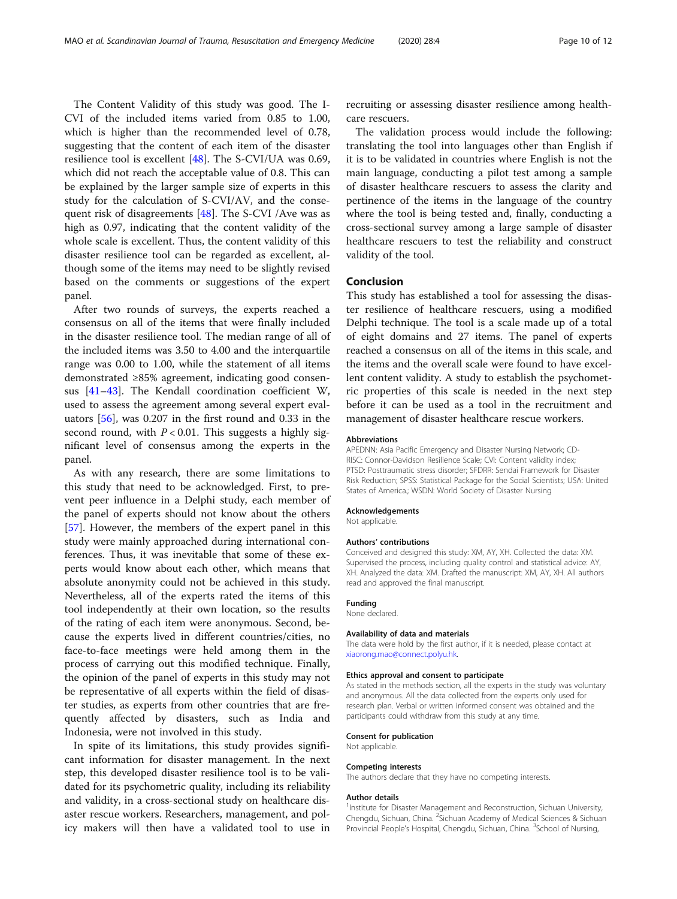The Content Validity of this study was good. The I-CVI of the included items varied from 0.85 to 1.00, which is higher than the recommended level of 0.78, suggesting that the content of each item of the disaster resilience tool is excellent [48]. The S-CVI/UA was 0.69, which did not reach the acceptable value of 0.8. This can be explained by the larger sample size of experts in this study for the calculation of S-CVI/AV, and the consequent risk of disagreements [48]. The S-CVI /Ave was as high as 0.97, indicating that the content validity of the whole scale is excellent. Thus, the content validity of this disaster resilience tool can be regarded as excellent, although some of the items may need to be slightly revised based on the comments or suggestions of the expert panel.

After two rounds of surveys, the experts reached a consensus on all of the items that were finally included in the disaster resilience tool. The median range of all of the included items was 3.50 to 4.00 and the interquartile range was 0.00 to 1.00, while the statement of all items demonstrated ≥85% agreement, indicating good consensus [41–43]. The Kendall coordination coefficient W, used to assess the agreement among several expert evaluators [56], was 0.207 in the first round and 0.33 in the second round, with $P < 0.01$. This suggests a highly significant level of consensus among the experts in the panel.

As with any research, there are some limitations to this study that need to be acknowledged. First, to prevent peer influence in a Delphi study, each member of the panel of experts should not know about the others [57]. However, the members of the expert panel in this study were mainly approached during international conferences. Thus, it was inevitable that some of these experts would know about each other, which means that absolute anonymity could not be achieved in this study. Nevertheless, all of the experts rated the items of this tool independently at their own location, so the results of the rating of each item were anonymous. Second, because the experts lived in different countries/cities, no face-to-face meetings were held among them in the process of carrying out this modified technique. Finally, the opinion of the panel of experts in this study may not be representative of all experts within the field of disaster studies, as experts from other countries that are frequently affected by disasters, such as India and Indonesia, were not involved in this study.

In spite of its limitations, this study provides significant information for disaster management. In the next step, this developed disaster resilience tool is to be validated for its psychometric quality, including its reliability and validity, in a cross-sectional study on healthcare disaster rescue workers. Researchers, management, and policy makers will then have a validated tool to use in recruiting or assessing disaster resilience among healthcare rescuers.

The validation process would include the following: translating the tool into languages other than English if it is to be validated in countries where English is not the main language, conducting a pilot test among a sample of disaster healthcare rescuers to assess the clarity and pertinence of the items in the language of the country where the tool is being tested and, finally, conducting a cross-sectional survey among a large sample of disaster healthcare rescuers to test the reliability and construct validity of the tool.

## Conclusion

This study has established a tool for assessing the disaster resilience of healthcare rescuers, using a modified Delphi technique. The tool is a scale made up of a total of eight domains and 27 items. The panel of experts reached a consensus on all of the items in this scale, and the items and the overall scale were found to have excellent content validity. A study to establish the psychometric properties of this scale is needed in the next step before it can be used as a tool in the recruitment and management of disaster healthcare rescue workers.

#### Abbreviations

APEDNN: Asia Pacific Emergency and Disaster Nursing Network; CD-RISC: Connor-Davidson Resilience Scale; CVI: Content validity index; PTSD: Posttraumatic stress disorder; SFDRR: Sendai Framework for Disaster Risk Reduction; SPSS: Statistical Package for the Social Scientists; USA: United States of America.; WSDN: World Society of Disaster Nursing

#### Acknowledgements

Not applicable.

#### Authors' contributions

Conceived and designed this study: XM, AY, XH. Collected the data: XM. Supervised the process, including quality control and statistical advice: AY, XH. Analyzed the data: XM. Drafted the manuscript: XM, AY, XH. All authors read and approved the final manuscript.

#### Funding

None declared.

#### Availability of data and materials

The data were hold by the first author, if it is needed, please contact at xiaorong.mao@connect.polyu.hk.

#### Ethics approval and consent to participate

As stated in the methods section, all the experts in the study was voluntary and anonymous. All the data collected from the experts only used for research plan. Verbal or written informed consent was obtained and the participants could withdraw from this study at any time.

#### Consent for publication

Not applicable.

#### Competing interests

The authors declare that they have no competing interests.

#### Author details

[1]Institute for Disaster Management and Reconstruction, Sichuan University, Chengdu, Sichuan, China. [2]Sichuan Academy of Medical Sciences & Sichuan Provincial People's Hospital, Chengdu, Sichuan, China. [3]School of Nursing,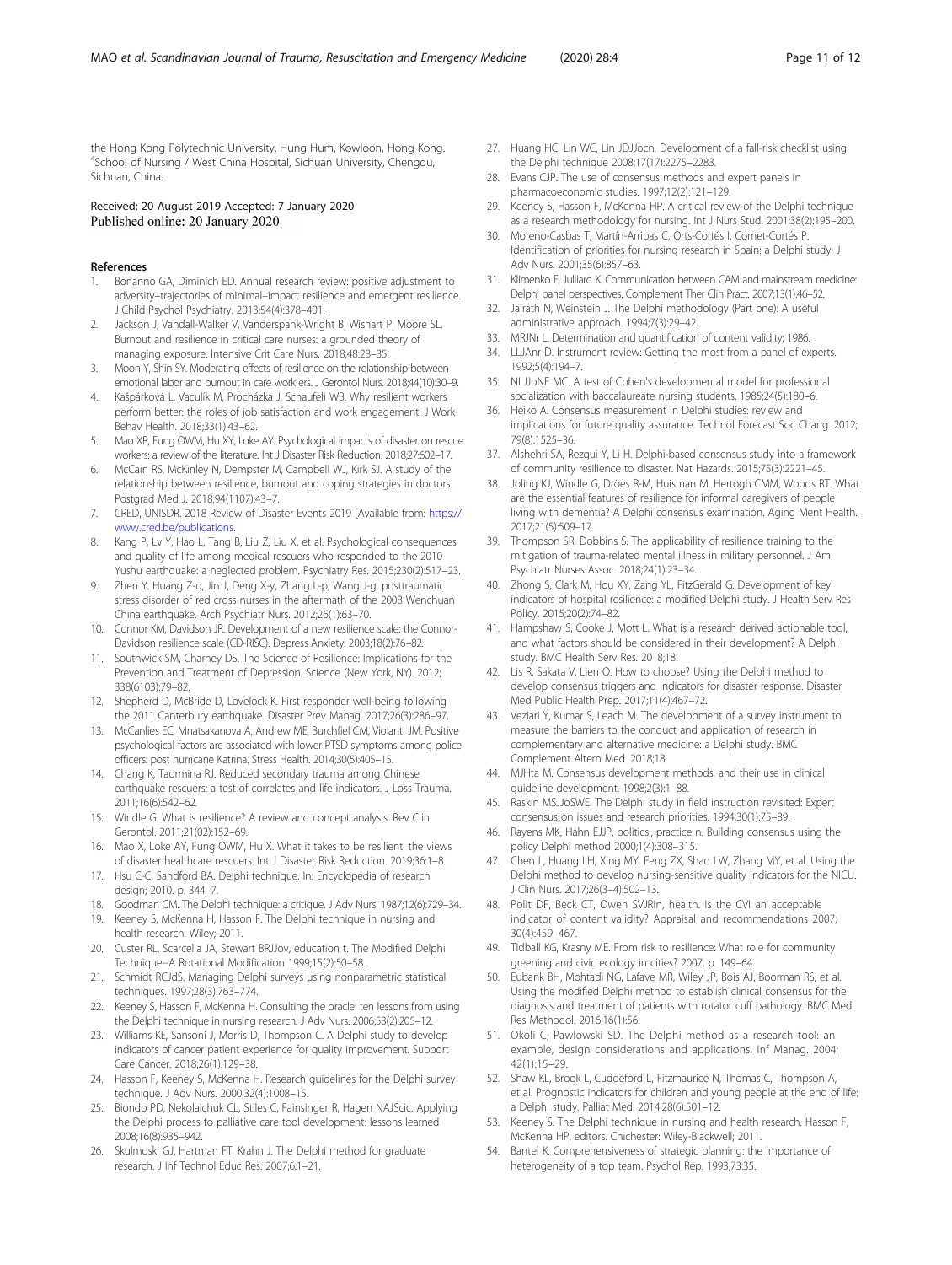the Hong Kong Polytechnic University, Hung Hum, Kowloon, Hong Kong. [4]School of Nursing / West China Hospital, Sichuan University, Chengdu, Sichuan, China.

Received: 20 August 2019 Accepted: 7 January 2020
Published online: 20 January 2020

## References

1. Bonanno GA, Diminich ED. Annual research review: positive adjustment to adversity–trajectories of minimal–impact resilience and emergent resilience. J Child Psychol Psychiatry. 2013;54(4):378–401.
2. Jackson J, Vandall-Walker V, Vanderspank-Wright B, Wishart P, Moore SL. Burnout and resilience in critical care nurses: a grounded theory of managing exposure. Intensive Crit Care Nurs. 2018;48:28–35.
3. Moon Y, Shin SY. Moderating effects of resilience on the relationship between emotional labor and burnout in care work ers. J Gerontol Nurs. 2018;44(10):30–9.
4. Kašpárková L, Vaculík M, Procházka J, Schaufeli WB. Why resilient workers perform better: the roles of job satisfaction and work engagement. J Work Behav Health. 2018;33(1):43–62.
5. Mao XR, Fung OWM, Hu XY, Loke AY. Psychological impacts of disaster on rescue workers: a review of the literature. Int J Disaster Risk Reduction. 2018;27:602–17.
6. McCain RS, McKinley N, Dempster M, Campbell WJ, Kirk SJ. A study of the relationship between resilience, burnout and coping strategies in doctors. Postgrad Med J. 2018;94(1107):43–7.
7. CRED, UNISDR. 2018 Review of Disaster Events 2019 [Available from: https://www.cred.be/publications.
8. Kang P, Lv Y, Hao L, Tang B, Liu Z, Liu X, et al. Psychological consequences and quality of life among medical rescuers who responded to the 2010 Yushu earthquake: a neglected problem. Psychiatry Res. 2015;230(2):517–23.
9. Zhen Y. Huang Z-q, Jin J, Deng X-y, Zhang L-p, Wang J-g. posttraumatic stress disorder of red cross nurses in the aftermath of the 2008 Wenchuan China earthquake. Arch Psychiatr Nurs. 2012;26(1):63–70.
10. Connor KM, Davidson JR. Development of a new resilience scale: the Connor-Davidson resilience scale (CD-RISC). Depress Anxiety. 2003;18(2):76–82.
11. Southwick SM, Charney DS. The Science of Resilience: Implications for the Prevention and Treatment of Depression. Science (New York, NY). 2012; 338(6103):79–82.
12. Shepherd D, McBride D, Lovelock K. First responder well-being following the 2011 Canterbury earthquake. Disaster Prev Manag. 2017;26(3):286–97.
13. McCanlies EC, Mnatsakanova A, Andrew ME, Burchfiel CM, Violanti JM. Positive psychological factors are associated with lower PTSD symptoms among police officers: post hurricane Katrina. Stress Health. 2014;30(5):405–15.
14. Chang K, Taormina RJ. Reduced secondary trauma among Chinese earthquake rescuers: a test of correlates and life indicators. J Loss Trauma. 2011;16(6):542–62.
15. Windle G. What is resilience? A review and concept analysis. Rev Clin Gerontol. 2011;21(02):152–69.
16. Mao X, Loke AY, Fung OWM, Hu X. What it takes to be resilient: the views of disaster healthcare rescuers. Int J Disaster Risk Reduction. 2019;36:1–8.
17. Hsu C-C, Sandford BA. Delphi technique. In: Encyclopedia of research design; 2010. p. 344–7.
18. Goodman CM. The Delphi technique: a critique. J Adv Nurs. 1987;12(6):729–34.
19. Keeney S, McKenna H, Hasson F. The Delphi technique in nursing and health research. Wiley; 2011.
20. Custer RL, Scarcella JA, Stewart BRJJov, education t. The Modified Delphi Technique--A Rotational Modification 1999;15(2):50–58.
21. Schmidt RCJdS. Managing Delphi surveys using nonparametric statistical techniques. 1997;28(3):763–774.
22. Keeney S, Hasson F, McKenna H. Consulting the oracle: ten lessons from using the Delphi technique in nursing research. J Adv Nurs. 2006;53(2):205–12.
23. Williams KE, Sansoni J, Morris D, Thompson C. A Delphi study to develop indicators of cancer patient experience for quality improvement. Support Care Cancer. 2018;26(1):129–38.
24. Hasson F, Keeney S, McKenna H. Research guidelines for the Delphi survey technique. J Adv Nurs. 2000;32(4):1008–15.
25. Biondo PD, Nekolaichuk CL, Stiles C, Fainsinger R, Hagen NAJScic. Applying the Delphi process to palliative care tool development: lessons learned 2008;16(8):935–942.
26. Skulmoski GJ, Hartman FT, Krahn J. The Delphi method for graduate research. J Inf Technol Educ Res. 2007;6:1–21.
27. Huang HC, Lin WC, Lin JDJJocn. Development of a fall-risk checklist using the Delphi technique 2008;17(17):2275–2283.
28. Evans CJP. The use of consensus methods and expert panels in pharmacoeconomic studies. 1997;12(2):121–129.
29. Keeney S, Hasson F, McKenna HP. A critical review of the Delphi technique as a research methodology for nursing. Int J Nurs Stud. 2001;38(2):195–200.
30. Moreno-Casbas T, Martín-Arribas C, Orts-Cortés I, Comet-Cortés P. Identification of priorities for nursing research in Spain: a Delphi study. J Adv Nurs. 2001;35(6):857–63.
31. Klimenko E, Julliard K. Communication between CAM and mainstream medicine: Delphi panel perspectives. Complement Ther Clin Pract. 2007;13(1):46–52.
32. Jairath N, Weinstein J. The Delphi methodology (Part one): A useful administrative approach. 1994;7(3):29–42.
33. MRJNr L. Determination and quantification of content validity; 1986.
34. LLJAnr D. Instrument review: Getting the most from a panel of experts. 1992;5(4):194–7.
35. NLJJoNE MC. A test of Cohen's developmental model for professional socialization with baccalaureate nursing students. 1985;24(5):180–6.
36. Heiko A. Consensus measurement in Delphi studies: review and implications for future quality assurance. Technol Forecast Soc Chang. 2012; 79(8):1525–36.
37. Alshehri SA, Rezgui Y, Li H. Delphi-based consensus study into a framework of community resilience to disaster. Nat Hazards. 2015;75(3):2221–45.
38. Joling KJ, Windle G, Dröes R-M, Huisman M, Hertogh CMM, Woods RT. What are the essential features of resilience for informal caregivers of people living with dementia? A Delphi consensus examination. Aging Ment Health. 2017;21(5):509–17.
39. Thompson SR, Dobbins S. The applicability of resilience training to the mitigation of trauma-related mental illness in military personnel. J Am Psychiatr Nurses Assoc. 2018;24(1):23–34.
40. Zhong S, Clark M, Hou XY, Zang YL, FitzGerald G. Development of key indicators of hospital resilience: a modified Delphi study. J Health Serv Res Policy. 2015;20(2):74–82.
41. Hampshaw S, Cooke J, Mott L. What is a research derived actionable tool, and what factors should be considered in their development? A Delphi study. BMC Health Serv Res. 2018;18.
42. Lis R, Sakata V, Lien O. How to choose? Using the Delphi method to develop consensus triggers and indicators for disaster response. Disaster Med Public Health Prep. 2017;11(4):467–72.
43. Veziari Y, Kumar S, Leach M. The development of a survey instrument to measure the barriers to the conduct and application of research in complementary and alternative medicine: a Delphi study. BMC Complement Altern Med. 2018;18.
44. MJHta M. Consensus development methods, and their use in clinical guideline development. 1998;2(3):1–88.
45. Raskin MSJJoSWE. The Delphi study in field instruction revisited: Expert consensus on issues and research priorities. 1994;30(1):75–89.
46. Rayens MK, Hahn EJJP, politics,, practice n. Building consensus using the policy Delphi method 2000;1(4):308–315.
47. Chen L, Huang LH, Xing MY, Feng ZX, Shao LW, Zhang MY, et al. Using the Delphi method to develop nursing-sensitive quality indicators for the NICU. J Clin Nurs. 2017;26(3–4):502–13.
48. Polit DF, Beck CT, Owen SVJRin, health. Is the CVI an acceptable indicator of content validity? Appraisal and recommendations 2007; 30(4):459–467.
49. Tidball KG, Krasny ME. From risk to resilience: What role for community greening and civic ecology in cities? 2007. p. 149–64.
50. Eubank BH, Mohtadi NG, Lafave MR, Wiley JP, Bois AJ, Boorman RS, et al. Using the modified Delphi method to establish clinical consensus for the diagnosis and treatment of patients with rotator cuff pathology. BMC Med Res Methodol. 2016;16(1):56.
51. Okoli C, Pawlowski SD. The Delphi method as a research tool: an example, design considerations and applications. Inf Manag. 2004; 42(1):15–29.
52. Shaw KL, Brook L, Cuddeford L, Fitzmaurice N, Thomas C, Thompson A, et al. Prognostic indicators for children and young people at the end of life: a Delphi study. Palliat Med. 2014;28(6):501–12.
53. Keeney S. The Delphi technique in nursing and health research. Hasson F, McKenna HP, editors. Chichester: Wiley-Blackwell; 2011.
54. Bantel K. Comprehensiveness of strategic planning: the importance of heterogeneity of a top team. Psychol Rep. 1993;73:35.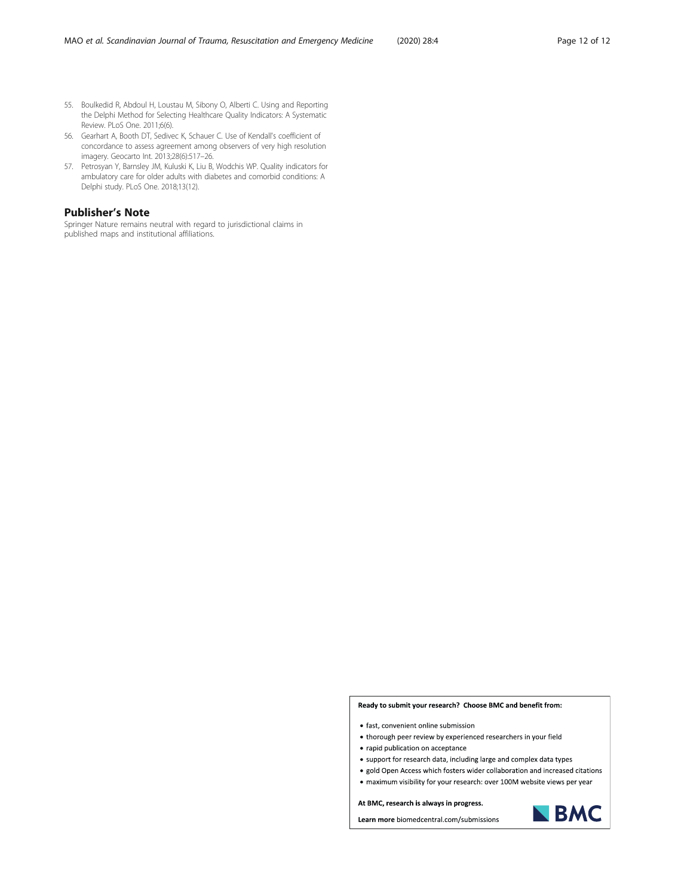55. Boulkedid R, Abdoul H, Loustau M, Sibony O, Alberti C. Using and Reporting the Delphi Method for Selecting Healthcare Quality Indicators: A Systematic Review. PLoS One. 2011;6(6).
56. Gearhart A, Booth DT, Sedivec K, Schauer C. Use of Kendall's coefficient of concordance to assess agreement among observers of very high resolution imagery. Geocarto Int. 2013;28(6):517–26.
57. Petrosyan Y, Barnsley JM, Kuluski K, Liu B, Wodchis WP. Quality indicators for ambulatory care for older adults with diabetes and comorbid conditions: A Delphi study. PLoS One. 2018;13(12).

## Publisher's Note

Springer Nature remains neutral with regard to jurisdictional claims in published maps and institutional affiliations.

**Ready to submit your research? Choose BMC and benefit from:**

- fast, convenient online submission
- thorough peer review by experienced researchers in your field
- rapid publication on acceptance
- support for research data, including large and complex data types
- gold Open Access which fosters wider collaboration and increased citations
- maximum visibility for your research: over 100M website views per year

**At BMC, research is always in progress.**

**Learn more** biomedcentral.com/submissions

BMC